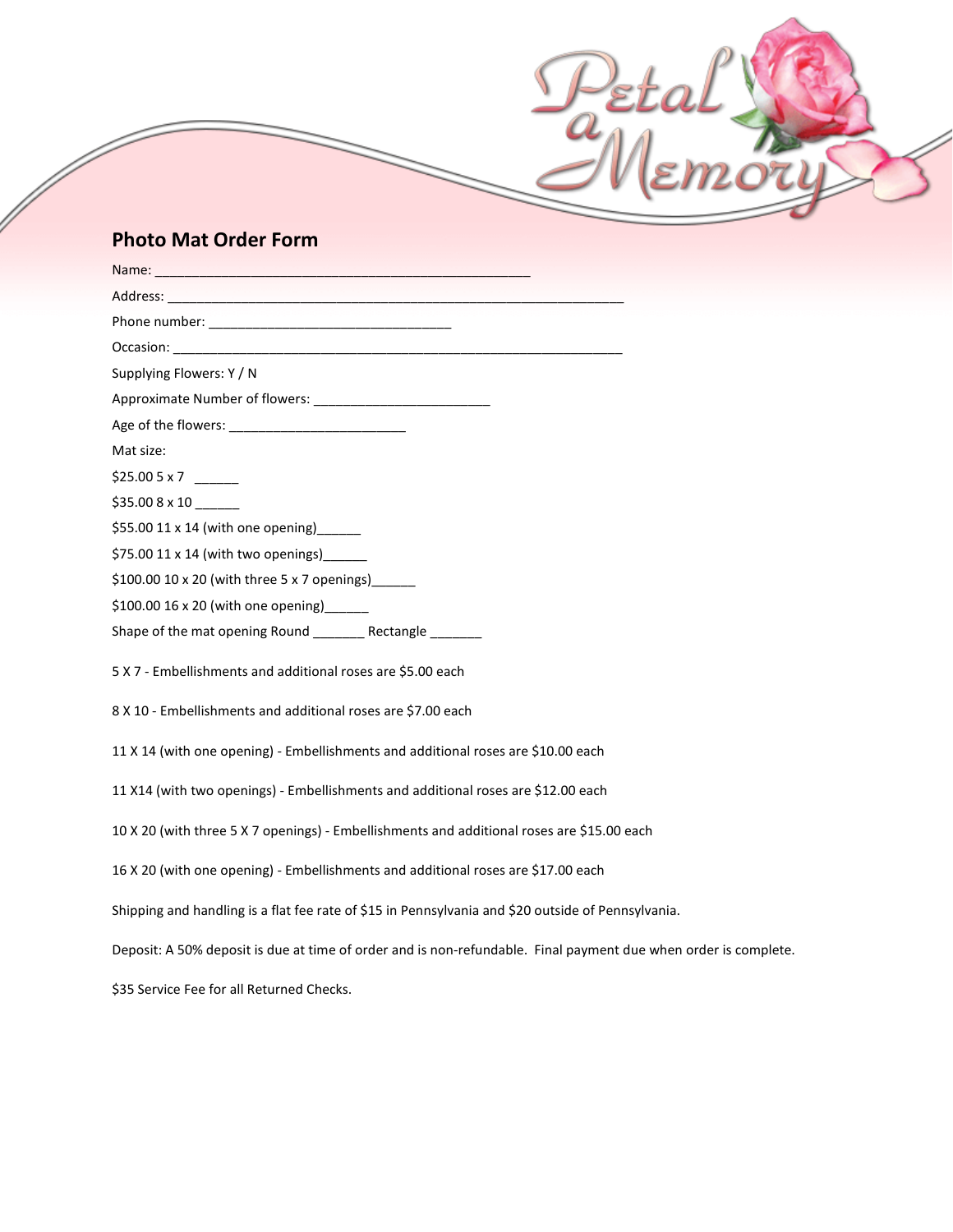Petal a Memory

## Photo Mat Order Form

Name: ___________________________________________________

Address: ______________________________________________________________

Phone number: _________________________________

Occasion: _____________________________________________________________

Supplying Flowers: Y / N

Approximate Number of flowers: ________________________

Age of the flowers: ________________________

Mat size:

$25.00 5 x 7 ______

$35.00 8 x 10 ______

$55.00 11 x 14 (with one opening)______

$75.00 11 x 14 (with two openings)______

$100.00 10 x 20 (with three 5 x 7 openings)______

$100.00 16 x 20 (with one opening)______

Shape of the mat opening Round _______ Rectangle _______

5 X 7 - Embellishments and additional roses are $5.00 each

8 X 10 - Embellishments and additional roses are $7.00 each

11 X 14 (with one opening) - Embellishments and additional roses are $10.00 each

11 X14 (with two openings) - Embellishments and additional roses are $12.00 each

10 X 20 (with three 5 X 7 openings) - Embellishments and additional roses are $15.00 each

16 X 20 (with one opening) - Embellishments and additional roses are $17.00 each

Shipping and handling is a flat fee rate of $15 in Pennsylvania and $20 outside of Pennsylvania.

Deposit: A 50% deposit is due at time of order and is non-refundable. Final payment due when order is complete.

$35 Service Fee for all Returned Checks.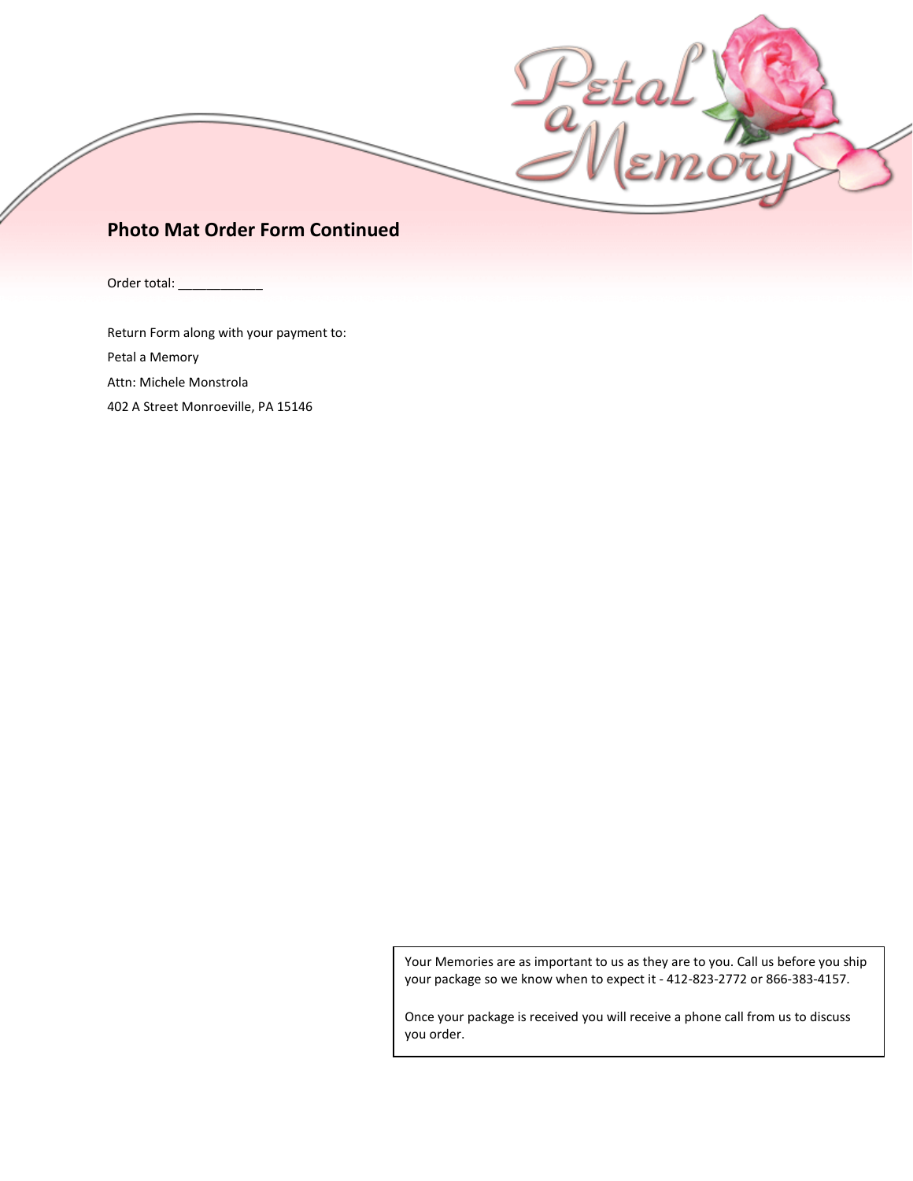## Photo Mat Order Form Continued

Order total: ____________

Return Form along with your payment to:

Petal a Memory

Attn: Michele Monstrola

402 A Street Monroeville, PA 15146

Your Memories are as important to us as they are to you. Call us before you ship your package so we know when to expect it - 412-823-2772 or 866-383-4157.

Once your package is received you will receive a phone call from us to discuss you order.